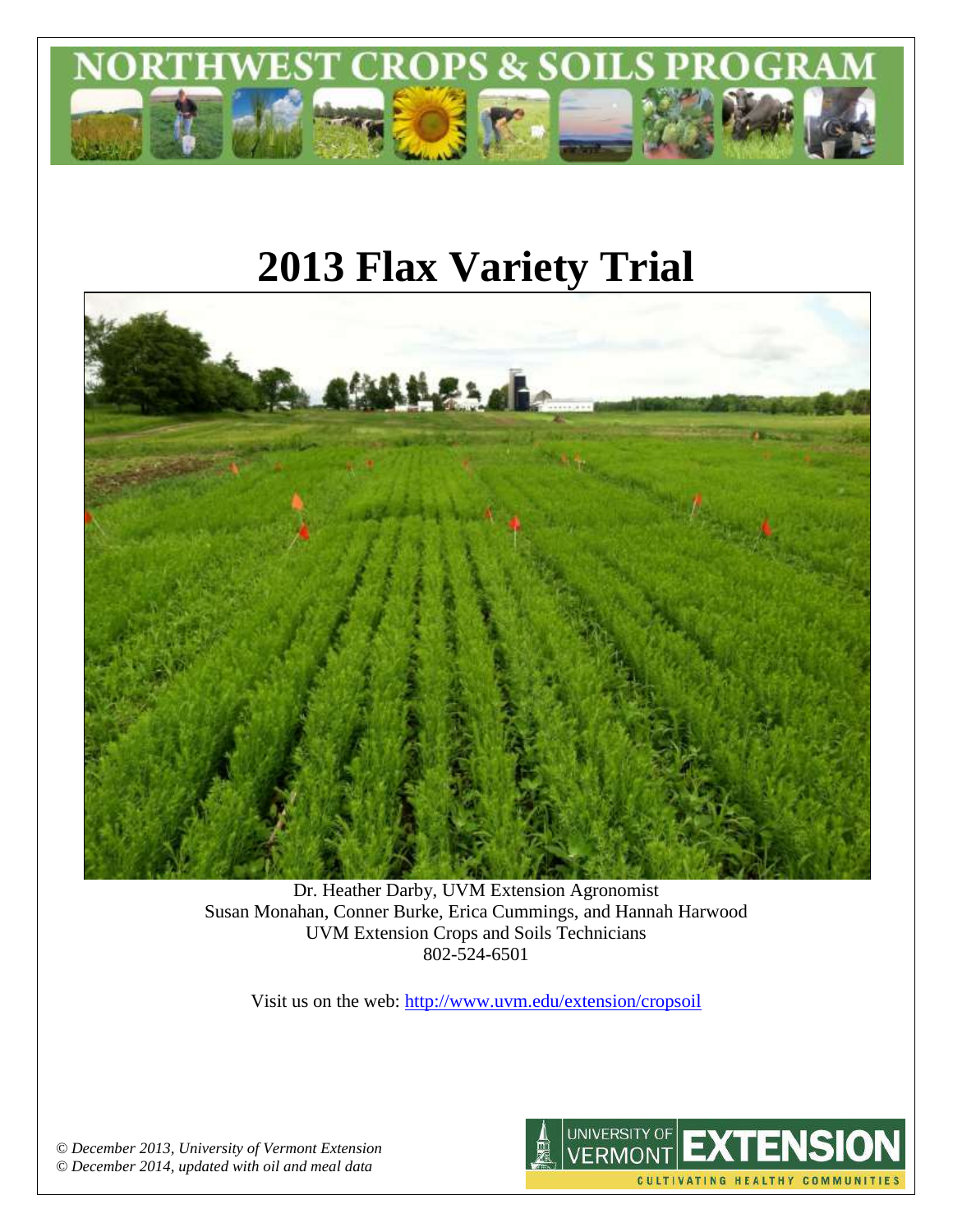# NORTHWEST CROPS & SOILS PROGRAM

# 2013 Flax Variety Trial

Dr. Heather Darby, UVM Extension Agronomist
Susan Monahan, Conner Burke, Erica Cummings, and Hannah Harwood
UVM Extension Crops and Soils Technicians
802-524-6501

Visit us on the web: http://www.uvm.edu/extension/cropsoil

*© December 2013, University of Vermont Extension*
*© December 2014, updated with oil and meal data*

UNIVERSITY OF VERMONT EXTENSION
CULTIVATING HEALTHY COMMUNITIES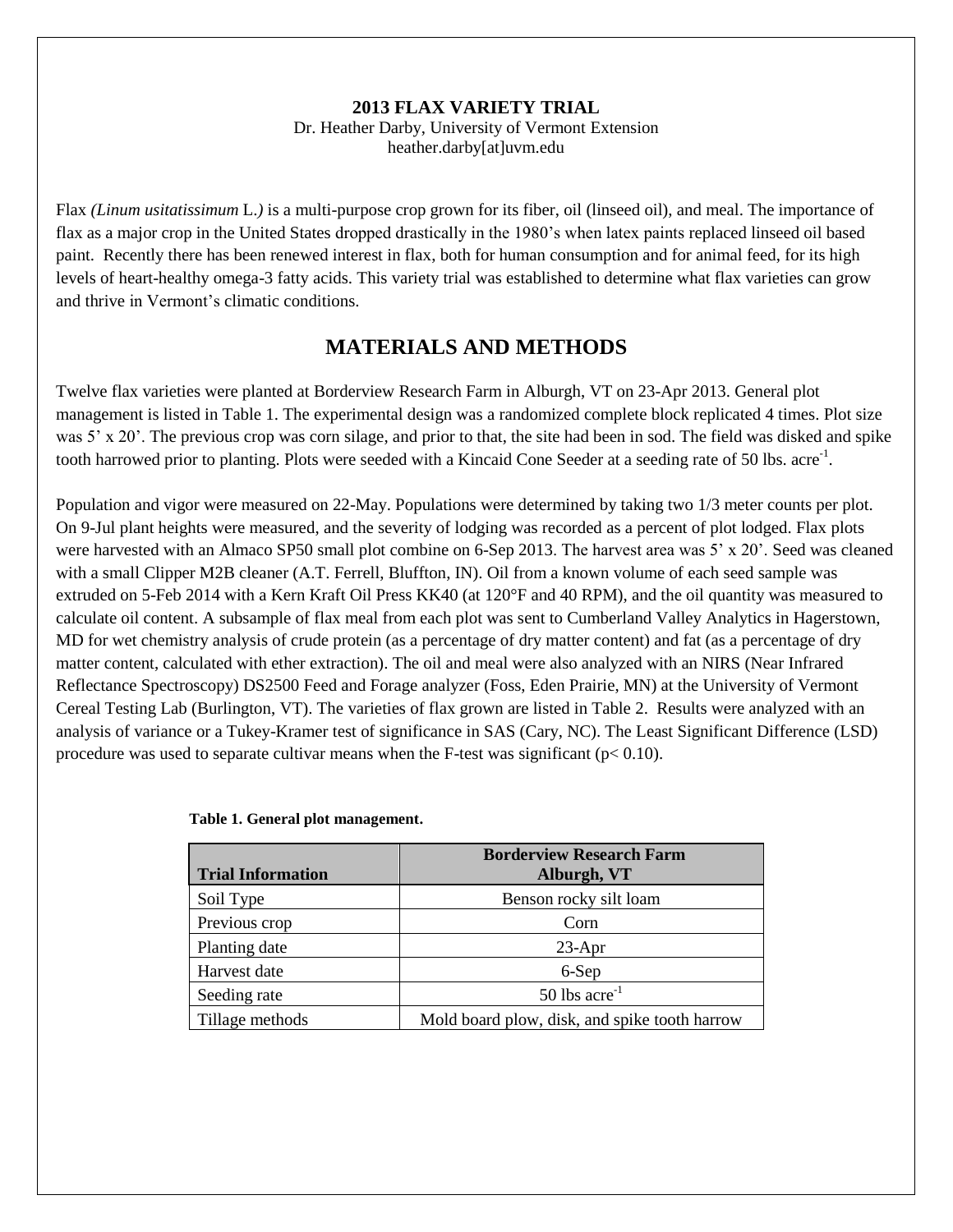**2013 FLAX VARIETY TRIAL**

Dr. Heather Darby, University of Vermont Extension
heather.darby[at]uvm.edu

Flax *(Linum usitatissimum* L.*)* is a multi-purpose crop grown for its fiber, oil (linseed oil), and meal. The importance of flax as a major crop in the United States dropped drastically in the 1980's when latex paints replaced linseed oil based paint. Recently there has been renewed interest in flax, both for human consumption and for animal feed, for its high levels of heart-healthy omega-3 fatty acids. This variety trial was established to determine what flax varieties can grow and thrive in Vermont's climatic conditions.

## MATERIALS AND METHODS

Twelve flax varieties were planted at Borderview Research Farm in Alburgh, VT on 23-Apr 2013. General plot management is listed in Table 1. The experimental design was a randomized complete block replicated 4 times. Plot size was 5' x 20'. The previous crop was corn silage, and prior to that, the site had been in sod. The field was disked and spike tooth harrowed prior to planting. Plots were seeded with a Kincaid Cone Seeder at a seeding rate of 50 lbs. acre$^{-1}$.

Population and vigor were measured on 22-May. Populations were determined by taking two 1/3 meter counts per plot. On 9-Jul plant heights were measured, and the severity of lodging was recorded as a percent of plot lodged. Flax plots were harvested with an Almaco SP50 small plot combine on 6-Sep 2013. The harvest area was 5' x 20'. Seed was cleaned with a small Clipper M2B cleaner (A.T. Ferrell, Bluffton, IN). Oil from a known volume of each seed sample was extruded on 5-Feb 2014 with a Kern Kraft Oil Press KK40 (at 120°F and 40 RPM), and the oil quantity was measured to calculate oil content. A subsample of flax meal from each plot was sent to Cumberland Valley Analytics in Hagerstown, MD for wet chemistry analysis of crude protein (as a percentage of dry matter content) and fat (as a percentage of dry matter content, calculated with ether extraction). The oil and meal were also analyzed with an NIRS (Near Infrared Reflectance Spectroscopy) DS2500 Feed and Forage analyzer (Foss, Eden Prairie, MN) at the University of Vermont Cereal Testing Lab (Burlington, VT). The varieties of flax grown are listed in Table 2. Results were analyzed with an analysis of variance or a Tukey-Kramer test of significance in SAS (Cary, NC). The Least Significant Difference (LSD) procedure was used to separate cultivar means when the F-test was significant ($p < 0.10$).

**Table 1. General plot management.**

| Trial Information | Borderview Research Farm Alburgh, VT |
|---|---|
| Soil Type | Benson rocky silt loam |
| Previous crop | Corn |
| Planting date | 23-Apr |
| Harvest date | 6-Sep |
| Seeding rate | 50 lbs acre$^{-1}$ |
| Tillage methods | Mold board plow, disk, and spike tooth harrow |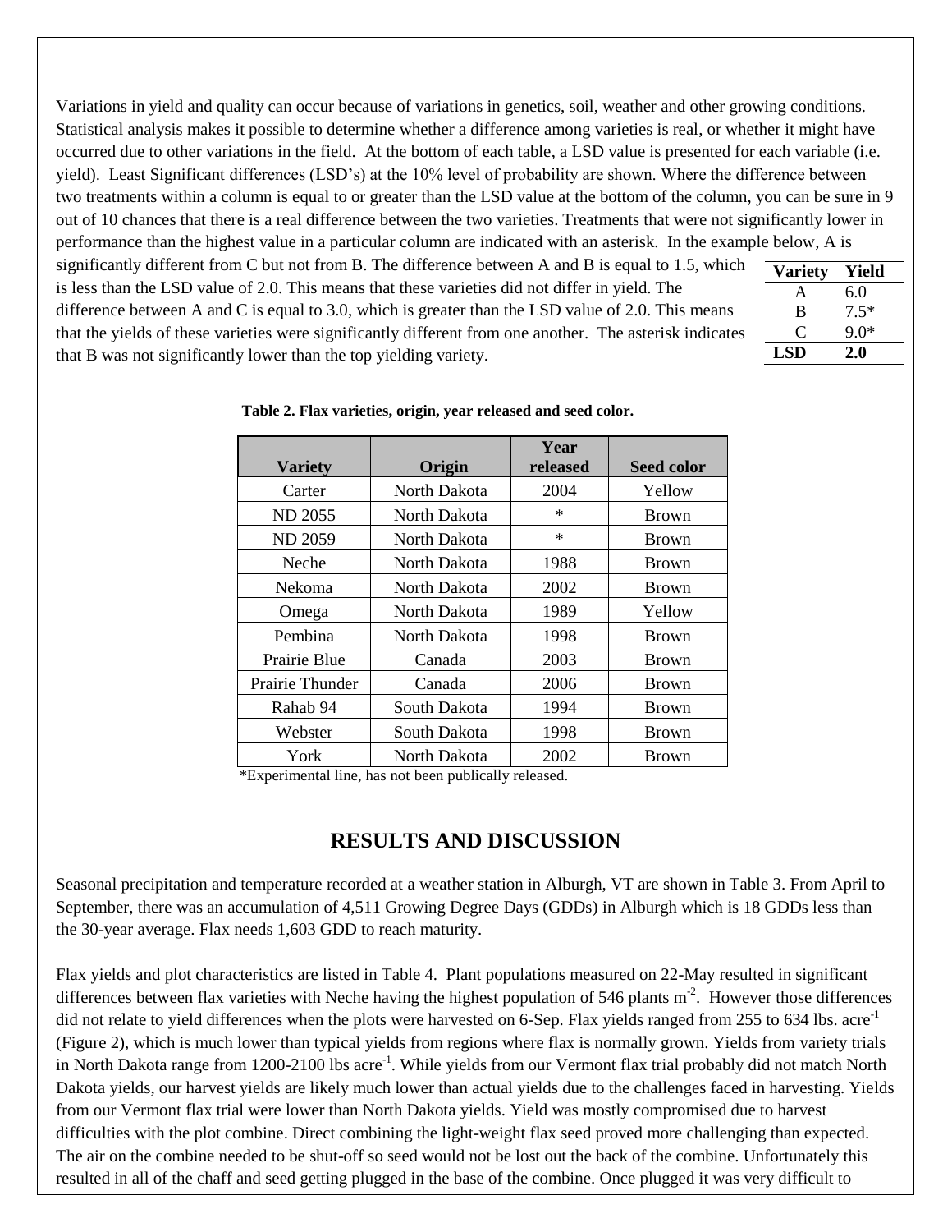Variations in yield and quality can occur because of variations in genetics, soil, weather and other growing conditions. Statistical analysis makes it possible to determine whether a difference among varieties is real, or whether it might have occurred due to other variations in the field. At the bottom of each table, a LSD value is presented for each variable (i.e. yield). Least Significant differences (LSD's) at the 10% level of probability are shown. Where the difference between two treatments within a column is equal to or greater than the LSD value at the bottom of the column, you can be sure in 9 out of 10 chances that there is a real difference between the two varieties. Treatments that were not significantly lower in performance than the highest value in a particular column are indicated with an asterisk. In the example below, A is significantly different from C but not from B. The difference between A and B is equal to 1.5, which is less than the LSD value of 2.0. This means that these varieties did not differ in yield. The difference between A and C is equal to 3.0, which is greater than the LSD value of 2.0. This means that the yields of these varieties were significantly different from one another. The asterisk indicates that B was not significantly lower than the top yielding variety.

| Variety | Yield |
|---|---|
| A | 6.0 |
| B | 7.5* |
| C | 9.0* |
| **LSD** | **2.0** |

**Table 2. Flax varieties, origin, year released and seed color.**

| Variety | Origin | Year released | Seed color |
|---|---|---|---|
| Carter | North Dakota | 2004 | Yellow |
| ND 2055 | North Dakota | * | Brown |
| ND 2059 | North Dakota | * | Brown |
| Neche | North Dakota | 1988 | Brown |
| Nekoma | North Dakota | 2002 | Brown |
| Omega | North Dakota | 1989 | Yellow |
| Pembina | North Dakota | 1998 | Brown |
| Prairie Blue | Canada | 2003 | Brown |
| Prairie Thunder | Canada | 2006 | Brown |
| Rahab 94 | South Dakota | 1994 | Brown |
| Webster | South Dakota | 1998 | Brown |
| York | North Dakota | 2002 | Brown |

*Experimental line, has not been publically released.

## RESULTS AND DISCUSSION

Seasonal precipitation and temperature recorded at a weather station in Alburgh, VT are shown in Table 3. From April to September, there was an accumulation of 4,511 Growing Degree Days (GDDs) in Alburgh which is 18 GDDs less than the 30-year average. Flax needs 1,603 GDD to reach maturity.

Flax yields and plot characteristics are listed in Table 4. Plant populations measured on 22-May resulted in significant differences between flax varieties with Neche having the highest population of 546 plants $m^{-2}$. However those differences did not relate to yield differences when the plots were harvested on 6-Sep. Flax yields ranged from 255 to 634 lbs. $acre^{-1}$ (Figure 2), which is much lower than typical yields from regions where flax is normally grown. Yields from variety trials in North Dakota range from 1200-2100 lbs $acre^{-1}$. While yields from our Vermont flax trial probably did not match North Dakota yields, our harvest yields are likely much lower than actual yields due to the challenges faced in harvesting. Yields from our Vermont flax trial were lower than North Dakota yields. Yield was mostly compromised due to harvest difficulties with the plot combine. Direct combining the light-weight flax seed proved more challenging than expected. The air on the combine needed to be shut-off so seed would not be lost out the back of the combine. Unfortunately this resulted in all of the chaff and seed getting plugged in the base of the combine. Once plugged it was very difficult to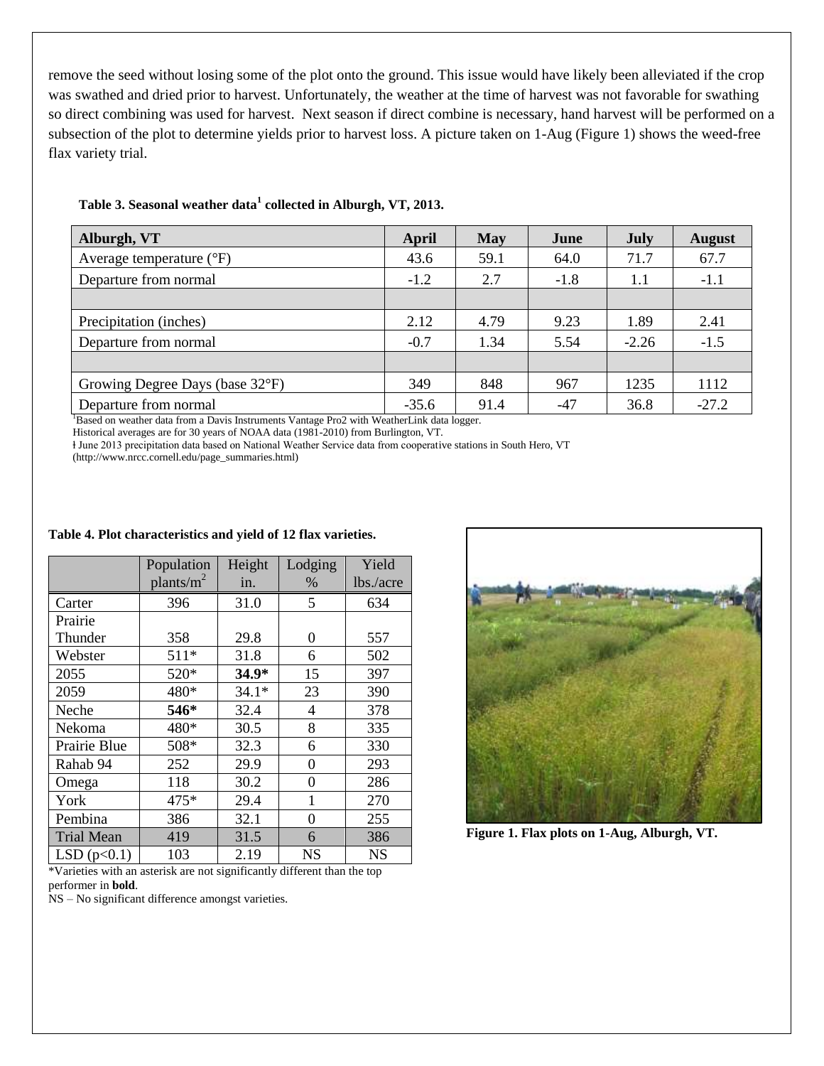remove the seed without losing some of the plot onto the ground. This issue would have likely been alleviated if the crop was swathed and dried prior to harvest. Unfortunately, the weather at the time of harvest was not favorable for swathing so direct combining was used for harvest. Next season if direct combine is necessary, hand harvest will be performed on a subsection of the plot to determine yields prior to harvest loss. A picture taken on 1-Aug (Figure 1) shows the weed-free flax variety trial.

**Table 3. Seasonal weather data[1] collected in Alburgh, VT, 2013.**

| Alburgh, VT | April | May | June | July | August |
|---|---|---|---|---|---|
| Average temperature (°F) | 43.6 | 59.1 | 64.0 | 71.7 | 67.7 |
| Departure from normal | -1.2 | 2.7 | -1.8 | 1.1 | -1.1 |
| | | | | | |
| Precipitation (inches) | 2.12 | 4.79 | 9.23 | 1.89 | 2.41 |
| Departure from normal | -0.7 | 1.34 | 5.54 | -2.26 | -1.5 |
| | | | | | |
| Growing Degree Days (base 32°F) | 349 | 848 | 967 | 1235 | 1112 |
| Departure from normal | -35.6 | 91.4 | -47 | 36.8 | -27.2 |

[1]Based on weather data from a Davis Instruments Vantage Pro2 with WeatherLink data logger.
Historical averages are for 30 years of NOAA data (1981-2010) from Burlington, VT.
ǂ June 2013 precipitation data based on National Weather Service data from cooperative stations in South Hero, VT (http://www.nrcc.cornell.edu/page_summaries.html)

**Table 4. Plot characteristics and yield of 12 flax varieties.**

| | Population plants/m$^2$ | Height in. | Lodging % | Yield lbs./acre |
|---|---|---|---|---|
| Carter | 396 | 31.0 | 5 | 634 |
| Prairie Thunder | 358 | 29.8 | 0 | 557 |
| Webster | 511* | 31.8 | 6 | 502 |
| 2055 | 520* | **34.9*** | 15 | 397 |
| 2059 | 480* | 34.1* | 23 | 390 |
| Neche | **546*** | 32.4 | 4 | 378 |
| Nekoma | 480* | 30.5 | 8 | 335 |
| Prairie Blue | 508* | 32.3 | 6 | 330 |
| Rahab 94 | 252 | 29.9 | 0 | 293 |
| Omega | 118 | 30.2 | 0 | 286 |
| York | 475* | 29.4 | 1 | 270 |
| Pembina | 386 | 32.1 | 0 | 255 |
| Trial Mean | 419 | 31.5 | 6 | 386 |
| LSD ($p<0.1$) | 103 | 2.19 | NS | NS |

*Varieties with an asterisk are not significantly different than the top performer in **bold**.
NS – No significant difference amongst varieties.

**Figure 1. Flax plots on 1-Aug, Alburgh, VT.**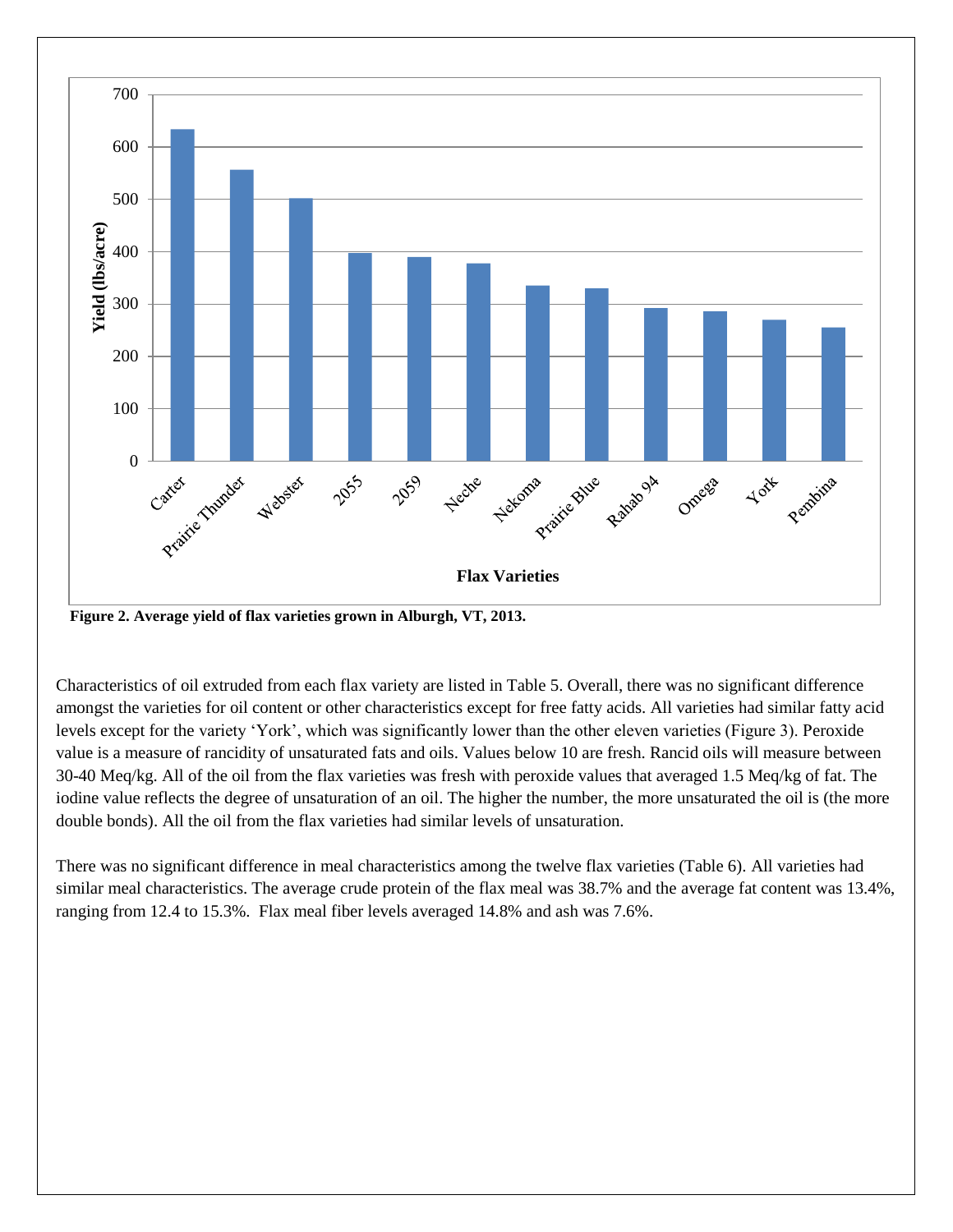700
600
500
400
300
200
100
0

Yield (lbs/acre)

Carter
Prairie Thunder
Webster
2055
2059
Neche
Nekoma
Prairie Blue
Rahab 94
Omega
York
Pembina

Flax Varieties

**Figure 2. Average yield of flax varieties grown in Alburgh, VT, 2013.**

Characteristics of oil extruded from each flax variety are listed in Table 5. Overall, there was no significant difference amongst the varieties for oil content or other characteristics except for free fatty acids. All varieties had similar fatty acid levels except for the variety 'York', which was significantly lower than the other eleven varieties (Figure 3). Peroxide value is a measure of rancidity of unsaturated fats and oils. Values below 10 are fresh. Rancid oils will measure between 30-40 Meq/kg. All of the oil from the flax varieties was fresh with peroxide values that averaged 1.5 Meq/kg of fat. The iodine value reflects the degree of unsaturation of an oil. The higher the number, the more unsaturated the oil is (the more double bonds). All the oil from the flax varieties had similar levels of unsaturation.

There was no significant difference in meal characteristics among the twelve flax varieties (Table 6). All varieties had similar meal characteristics. The average crude protein of the flax meal was 38.7% and the average fat content was 13.4%, ranging from 12.4 to 15.3%. Flax meal fiber levels averaged 14.8% and ash was 7.6%.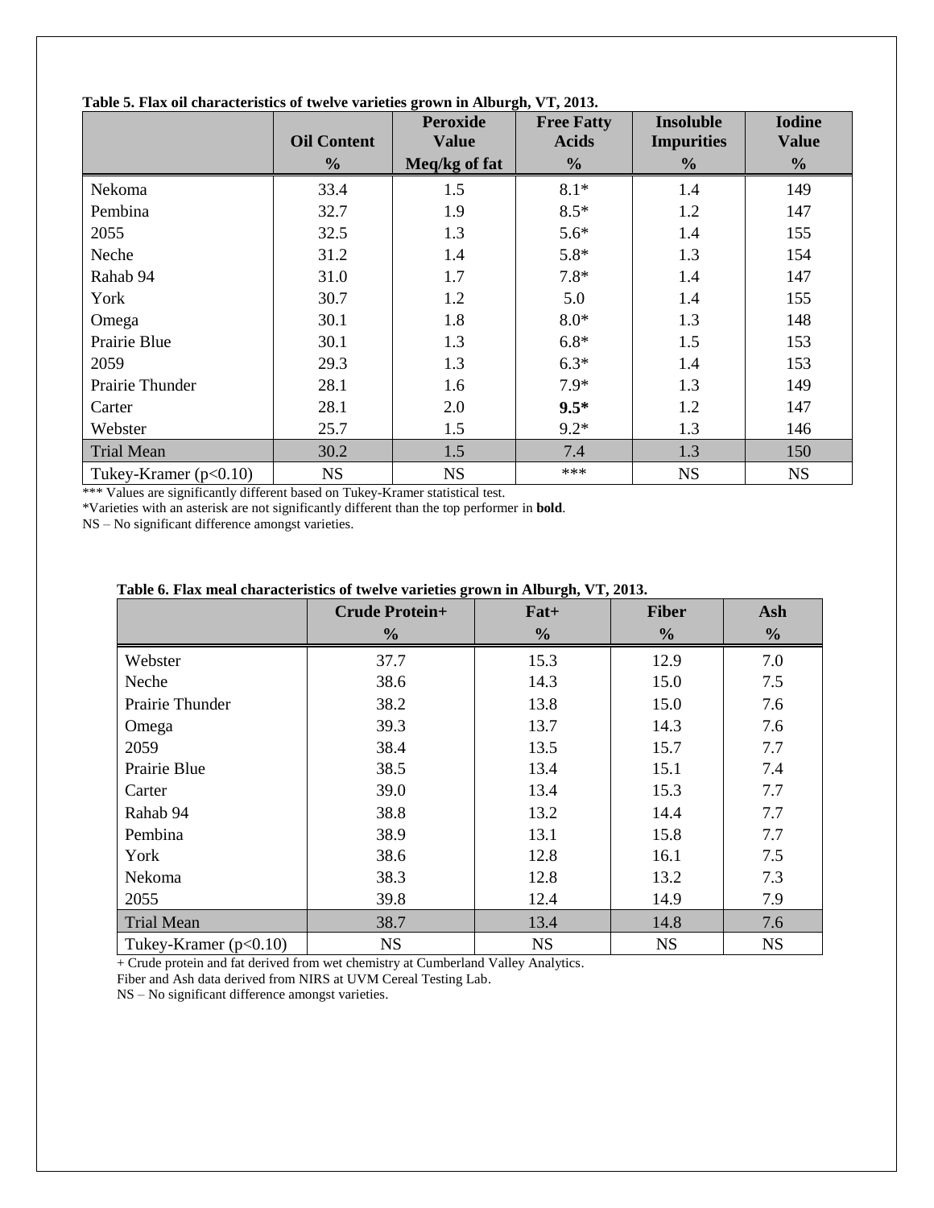**Table 5. Flax oil characteristics of twelve varieties grown in Alburgh, VT, 2013.**

| | Oil Content<br>% | Peroxide Value<br>Meq/kg of fat | Free Fatty Acids<br>% | Insoluble Impurities<br>% | Iodine Value<br>% |
|---|---|---|---|---|---|
| Nekoma | 33.4 | 1.5 | 8.1* | 1.4 | 149 |
| Pembina | 32.7 | 1.9 | 8.5* | 1.2 | 147 |
| 2055 | 32.5 | 1.3 | 5.6* | 1.4 | 155 |
| Neche | 31.2 | 1.4 | 5.8* | 1.3 | 154 |
| Rahab 94 | 31.0 | 1.7 | 7.8* | 1.4 | 147 |
| York | 30.7 | 1.2 | 5.0 | 1.4 | 155 |
| Omega | 30.1 | 1.8 | 8.0* | 1.3 | 148 |
| Prairie Blue | 30.1 | 1.3 | 6.8* | 1.5 | 153 |
| 2059 | 29.3 | 1.3 | 6.3* | 1.4 | 153 |
| Prairie Thunder | 28.1 | 1.6 | 7.9* | 1.3 | 149 |
| Carter | 28.1 | 2.0 | **9.5*** | 1.2 | 147 |
| Webster | 25.7 | 1.5 | 9.2* | 1.3 | 146 |
| Trial Mean | 30.2 | 1.5 | 7.4 | 1.3 | 150 |
| Tukey-Kramer ($p<0.10$) | NS | NS | *** | NS | NS |

*** Values are significantly different based on Tukey-Kramer statistical test.
*Varieties with an asterisk are not significantly different than the top performer in **bold**.
NS – No significant difference amongst varieties.

**Table 6. Flax meal characteristics of twelve varieties grown in Alburgh, VT, 2013.**

| | Crude Protein+<br>% | Fat+<br>% | Fiber<br>% | Ash<br>% |
|---|---|---|---|---|
| Webster | 37.7 | 15.3 | 12.9 | 7.0 |
| Neche | 38.6 | 14.3 | 15.0 | 7.5 |
| Prairie Thunder | 38.2 | 13.8 | 15.0 | 7.6 |
| Omega | 39.3 | 13.7 | 14.3 | 7.6 |
| 2059 | 38.4 | 13.5 | 15.7 | 7.7 |
| Prairie Blue | 38.5 | 13.4 | 15.1 | 7.4 |
| Carter | 39.0 | 13.4 | 15.3 | 7.7 |
| Rahab 94 | 38.8 | 13.2 | 14.4 | 7.7 |
| Pembina | 38.9 | 13.1 | 15.8 | 7.7 |
| York | 38.6 | 12.8 | 16.1 | 7.5 |
| Nekoma | 38.3 | 12.8 | 13.2 | 7.3 |
| 2055 | 39.8 | 12.4 | 14.9 | 7.9 |
| Trial Mean | 38.7 | 13.4 | 14.8 | 7.6 |
| Tukey-Kramer ($p<0.10$) | NS | NS | NS | NS |

+ Crude protein and fat derived from wet chemistry at Cumberland Valley Analytics.
Fiber and Ash data derived from NIRS at UVM Cereal Testing Lab.
NS – No significant difference amongst varieties.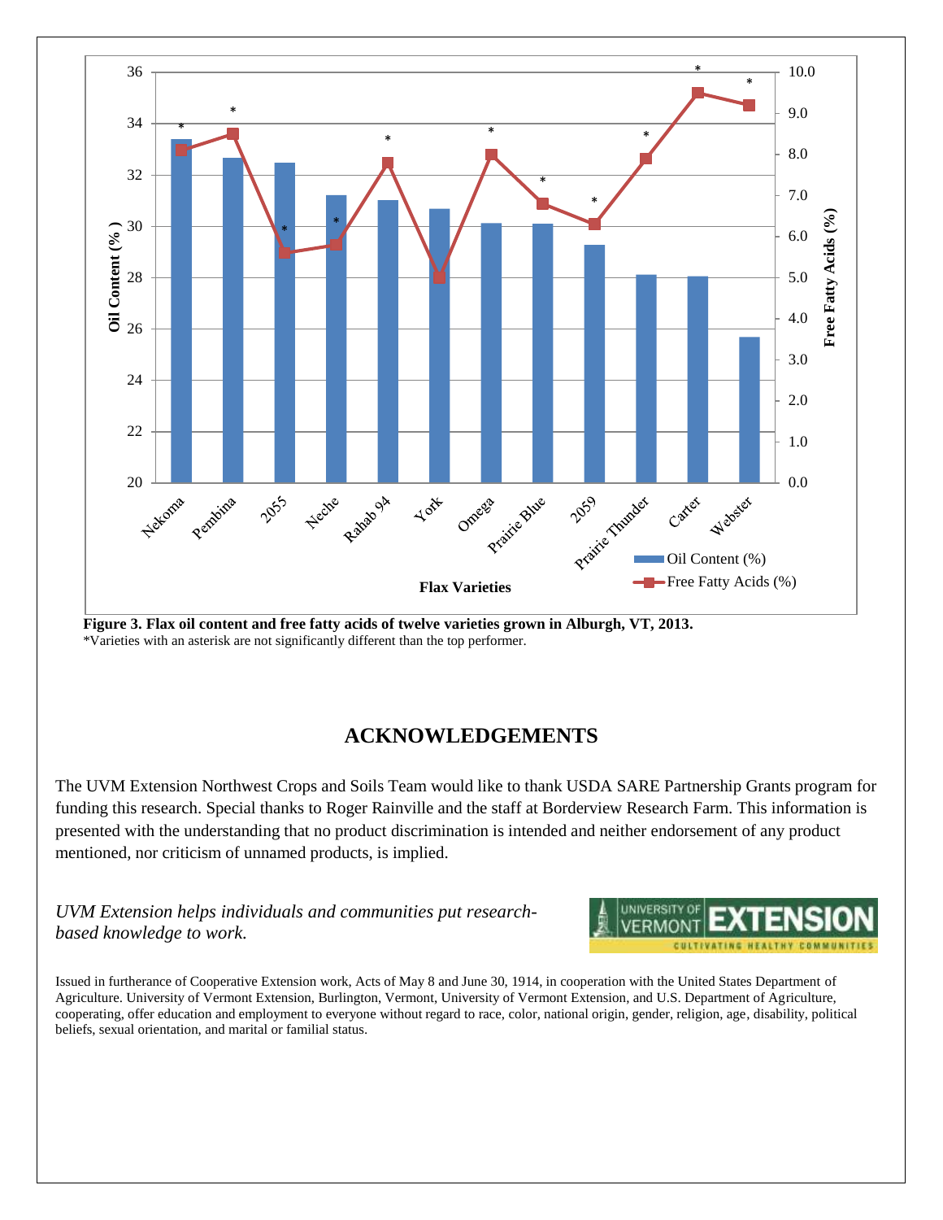36
34
32
30
28
26
24
22
20

10.0
9.0
8.0
7.0
6.0
5.0
4.0
3.0
2.0
1.0
0.0

Oil Content (% )

Free Fatty Acids (%)

Nekoma
Pembina
2055
Neche
Rahab 94
York
Omega
Prairie Blue
2059
Prairie Thunder
Carter
Webster

Flax Varieties

Oil Content (%)
Free Fatty Acids (%)

**Figure 3. Flax oil content and free fatty acids of twelve varieties grown in Alburgh, VT, 2013.**
*Varieties with an asterisk are not significantly different than the top performer.

## ACKNOWLEDGEMENTS

The UVM Extension Northwest Crops and Soils Team would like to thank USDA SARE Partnership Grants program for funding this research. Special thanks to Roger Rainville and the staff at Borderview Research Farm. This information is presented with the understanding that no product discrimination is intended and neither endorsement of any product mentioned, nor criticism of unnamed products, is implied.

*UVM Extension helps individuals and communities put research-based knowledge to work.*

UNIVERSITY OF VERMONT EXTENSION
CULTIVATING HEALTHY COMMUNITIES

Issued in furtherance of Cooperative Extension work, Acts of May 8 and June 30, 1914, in cooperation with the United States Department of Agriculture. University of Vermont Extension, Burlington, Vermont, University of Vermont Extension, and U.S. Department of Agriculture, cooperating, offer education and employment to everyone without regard to race, color, national origin, gender, religion, age, disability, political beliefs, sexual orientation, and marital or familial status.